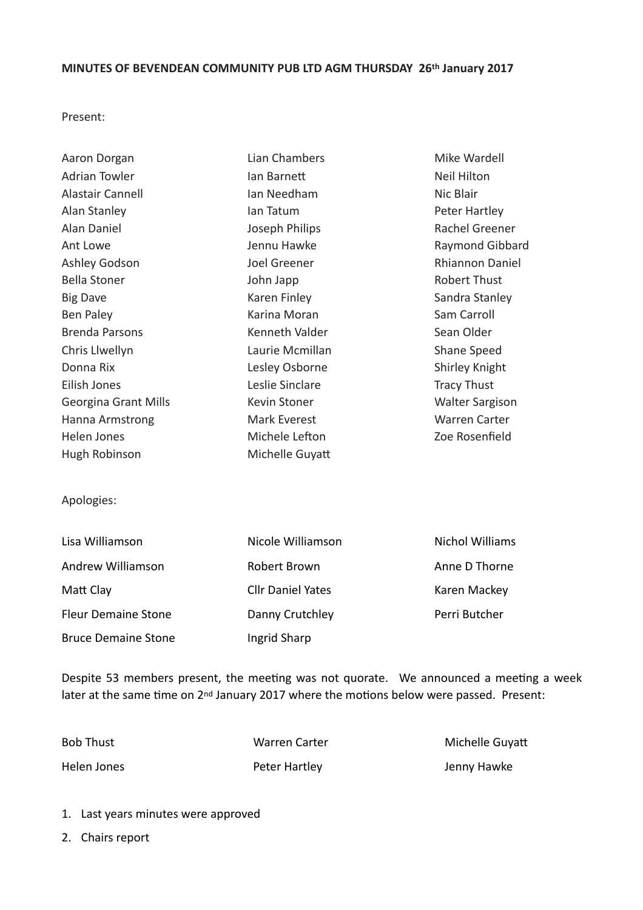**MINUTES OF BEVENDEAN COMMUNITY PUB LTD AGM THURSDAY 26th January 2017**

Present:

| | | |
|---|---|---|
| Aaron Dorgan | Lian Chambers | Mike Wardell |
| Adrian Towler | Ian Barnett | Neil Hilton |
| Alastair Cannell | Ian Needham | Nic Blair |
| Alan Stanley | Ian Tatum | Peter Hartley |
| Alan Daniel | Joseph Philips | Rachel Greener |
| Ant Lowe | Jennu Hawke | Raymond Gibbard |
| Ashley Godson | Joel Greener | Rhiannon Daniel |
| Bella Stoner | John Japp | Robert Thust |
| Big Dave | Karen Finley | Sandra Stanley |
| Ben Paley | Karina Moran | Sam Carroll |
| Brenda Parsons | Kenneth Valder | Sean Older |
| Chris Llwellyn | Laurie Mcmillan | Shane Speed |
| Donna Rix | Lesley Osborne | Shirley Knight |
| Eilish Jones | Leslie Sinclare | Tracy Thust |
| Georgina Grant Mills | Kevin Stoner | Walter Sargison |
| Hanna Armstrong | Mark Everest | Warren Carter |
| Helen Jones | Michele Lefton | Zoe Rosenfield |
| Hugh Robinson | Michelle Guyatt | |

Apologies:

| | | |
|---|---|---|
| Lisa Williamson | Nicole Williamson | Nichol Williams |
| Andrew Williamson | Robert Brown | Anne D Thorne |
| Matt Clay | Cllr Daniel Yates | Karen Mackey |
| Fleur Demaine Stone | Danny Crutchley | Perri Butcher |
| Bruce Demaine Stone | Ingrid Sharp | |

Despite 53 members present, the meeting was not quorate. We announced a meeting a week later at the same time on 2nd January 2017 where the motions below were passed. Present:

| | | |
|---|---|---|
| Bob Thust | Warren Carter | Michelle Guyatt |
| Helen Jones | Peter Hartley | Jenny Hawke |

1. Last years minutes were approved
2. Chairs report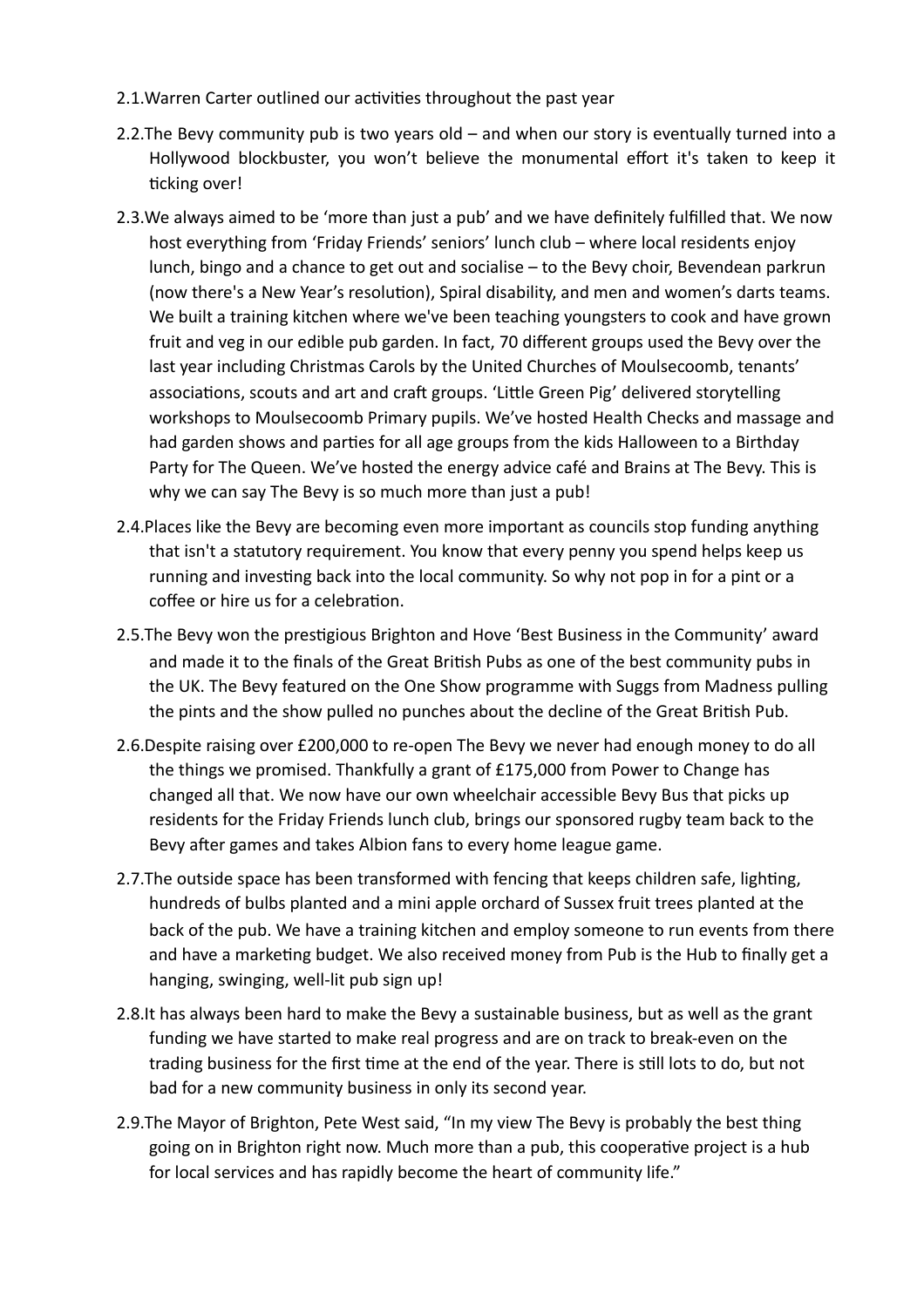2.1. Warren Carter outlined our activities throughout the past year

2.2. The Bevy community pub is two years old – and when our story is eventually turned into a Hollywood blockbuster, you won't believe the monumental effort it's taken to keep it ticking over!

2.3. We always aimed to be 'more than just a pub' and we have definitely fulfilled that. We now host everything from 'Friday Friends' seniors' lunch club – where local residents enjoy lunch, bingo and a chance to get out and socialise – to the Bevy choir, Bevendean parkrun (now there's a New Year's resolution), Spiral disability, and men and women's darts teams. We built a training kitchen where we've been teaching youngsters to cook and have grown fruit and veg in our edible pub garden. In fact, 70 different groups used the Bevy over the last year including Christmas Carols by the United Churches of Moulsecoomb, tenants' associations, scouts and art and craft groups. 'Little Green Pig' delivered storytelling workshops to Moulsecoomb Primary pupils. We've hosted Health Checks and massage and had garden shows and parties for all age groups from the kids Halloween to a Birthday Party for The Queen. We've hosted the energy advice café and Brains at The Bevy. This is why we can say The Bevy is so much more than just a pub!

2.4. Places like the Bevy are becoming even more important as councils stop funding anything that isn't a statutory requirement. You know that every penny you spend helps keep us running and investing back into the local community. So why not pop in for a pint or a coffee or hire us for a celebration.

2.5. The Bevy won the prestigious Brighton and Hove 'Best Business in the Community' award and made it to the finals of the Great British Pubs as one of the best community pubs in the UK. The Bevy featured on the One Show programme with Suggs from Madness pulling the pints and the show pulled no punches about the decline of the Great British Pub.

2.6. Despite raising over £200,000 to re-open The Bevy we never had enough money to do all the things we promised. Thankfully a grant of £175,000 from Power to Change has changed all that. We now have our own wheelchair accessible Bevy Bus that picks up residents for the Friday Friends lunch club, brings our sponsored rugby team back to the Bevy after games and takes Albion fans to every home league game.

2.7. The outside space has been transformed with fencing that keeps children safe, lighting, hundreds of bulbs planted and a mini apple orchard of Sussex fruit trees planted at the back of the pub. We have a training kitchen and employ someone to run events from there and have a marketing budget. We also received money from Pub is the Hub to finally get a hanging, swinging, well-lit pub sign up!

2.8. It has always been hard to make the Bevy a sustainable business, but as well as the grant funding we have started to make real progress and are on track to break-even on the trading business for the first time at the end of the year. There is still lots to do, but not bad for a new community business in only its second year.

2.9. The Mayor of Brighton, Pete West said, "In my view The Bevy is probably the best thing going on in Brighton right now. Much more than a pub, this cooperative project is a hub for local services and has rapidly become the heart of community life."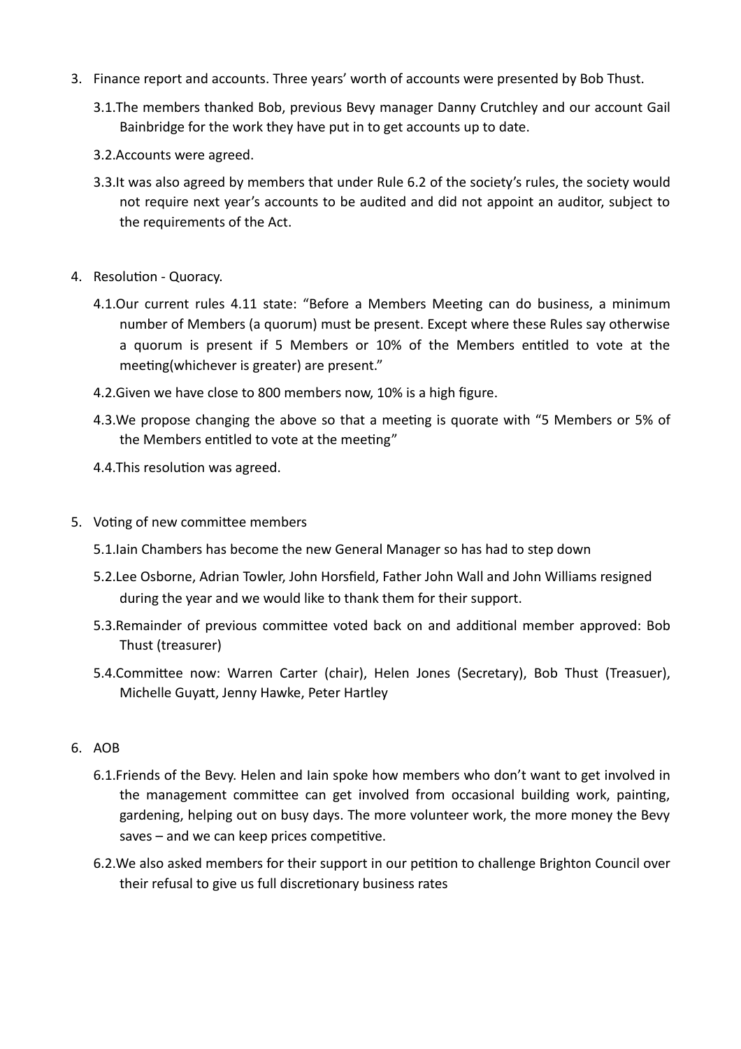3. Finance report and accounts. Three years' worth of accounts were presented by Bob Thust.
   3.1. The members thanked Bob, previous Bevy manager Danny Crutchley and our account Gail Bainbridge for the work they have put in to get accounts up to date.
   3.2. Accounts were agreed.
   3.3. It was also agreed by members that under Rule 6.2 of the society's rules, the society would not require next year's accounts to be audited and did not appoint an auditor, subject to the requirements of the Act.

4. Resolution - Quoracy.
   4.1. Our current rules 4.11 state: "Before a Members Meeting can do business, a minimum number of Members (a quorum) must be present. Except where these Rules say otherwise a quorum is present if 5 Members or 10% of the Members entitled to vote at the meeting(whichever is greater) are present."
   4.2. Given we have close to 800 members now, 10% is a high figure.
   4.3. We propose changing the above so that a meeting is quorate with "5 Members or 5% of the Members entitled to vote at the meeting"
   4.4. This resolution was agreed.

5. Voting of new committee members
   5.1. Iain Chambers has become the new General Manager so has had to step down
   5.2. Lee Osborne, Adrian Towler, John Horsfield, Father John Wall and John Williams resigned during the year and we would like to thank them for their support.
   5.3. Remainder of previous committee voted back on and additional member approved: Bob Thust (treasurer)
   5.4. Committee now: Warren Carter (chair), Helen Jones (Secretary), Bob Thust (Treasuer), Michelle Guyatt, Jenny Hawke, Peter Hartley

6. AOB
   6.1. Friends of the Bevy. Helen and Iain spoke how members who don't want to get involved in the management committee can get involved from occasional building work, painting, gardening, helping out on busy days. The more volunteer work, the more money the Bevy saves – and we can keep prices competitive.
   6.2. We also asked members for their support in our petition to challenge Brighton Council over their refusal to give us full discretionary business rates